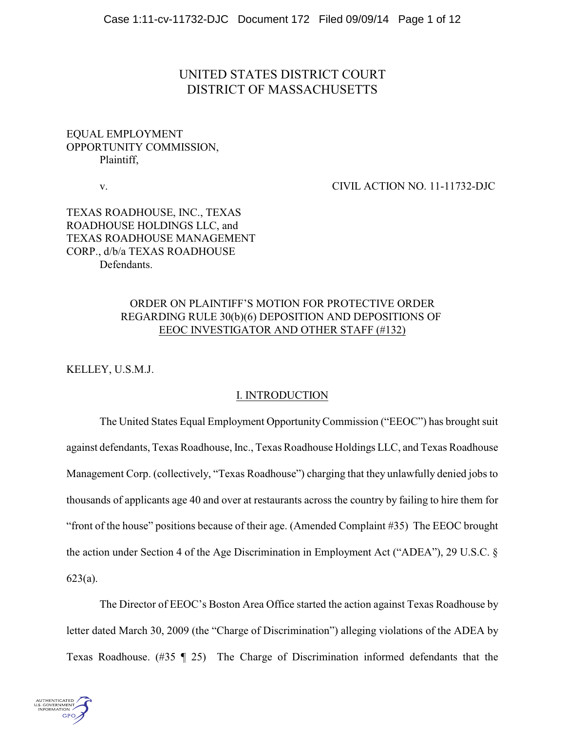UNITED STATES DISTRICT COURT
DISTRICT OF MASSACHUSETTS

EQUAL EMPLOYMENT OPPORTUNITY COMMISSION,
Plaintiff,

v. CIVIL ACTION NO. 11-11732-DJC

TEXAS ROADHOUSE, INC., TEXAS ROADHOUSE HOLDINGS LLC, and TEXAS ROADHOUSE MANAGEMENT CORP., d/b/a TEXAS ROADHOUSE
Defendants.

ORDER ON PLAINTIFF'S MOTION FOR PROTECTIVE ORDER REGARDING RULE 30(b)(6) DEPOSITION AND DEPOSITIONS OF EEOC INVESTIGATOR AND OTHER STAFF (#132)

KELLEY, U.S.M.J.

## I. INTRODUCTION

The United States Equal Employment Opportunity Commission ("EEOC") has brought suit against defendants, Texas Roadhouse, Inc., Texas Roadhouse Holdings LLC, and Texas Roadhouse Management Corp. (collectively, "Texas Roadhouse") charging that they unlawfully denied jobs to thousands of applicants age 40 and over at restaurants across the country by failing to hire them for "front of the house" positions because of their age. (Amended Complaint #35) The EEOC brought the action under Section 4 of the Age Discrimination in Employment Act ("ADEA"), 29 U.S.C. § 623(a).

The Director of EEOC's Boston Area Office started the action against Texas Roadhouse by letter dated March 30, 2009 (the "Charge of Discrimination") alleging violations of the ADEA by Texas Roadhouse. (#35 ¶ 25) The Charge of Discrimination informed defendants that the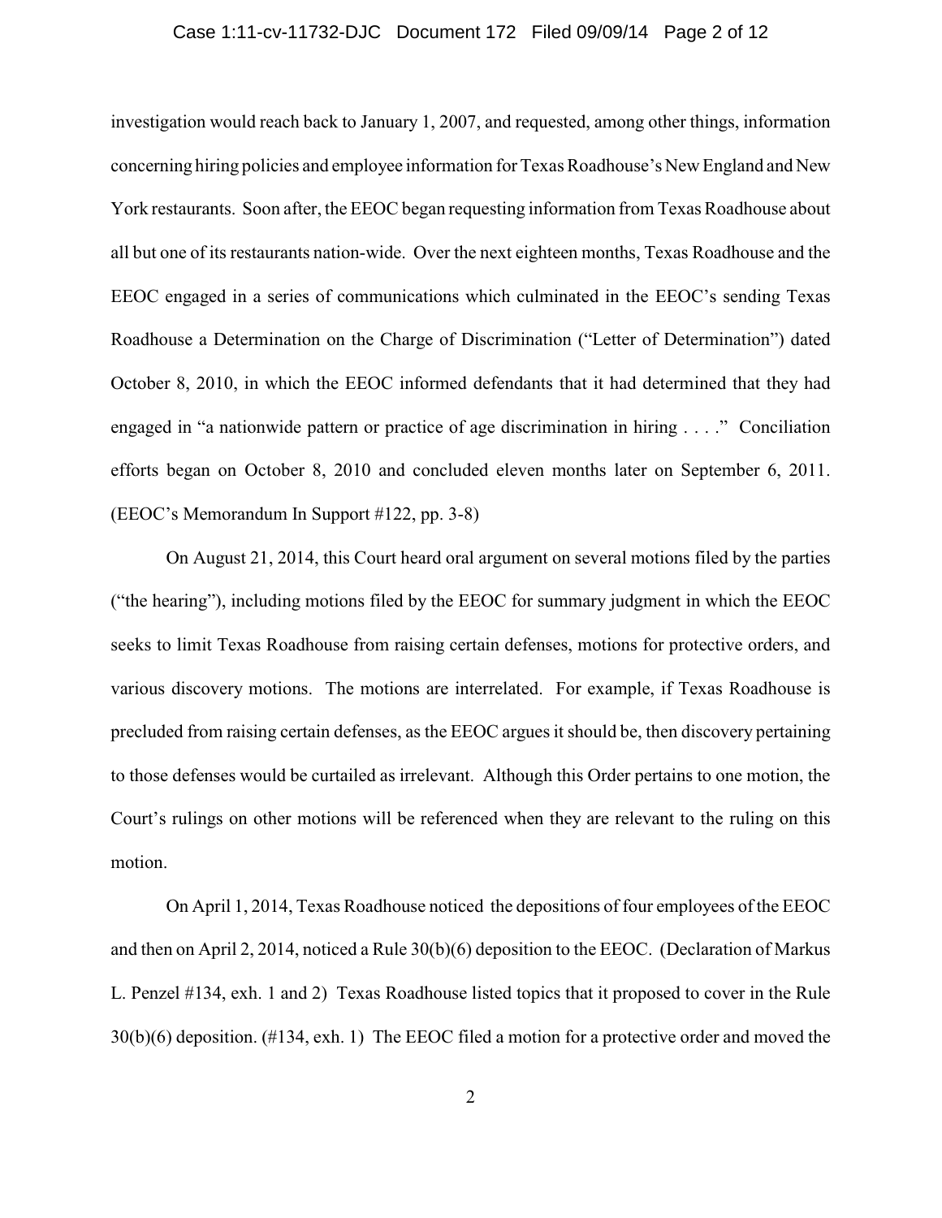investigation would reach back to January 1, 2007, and requested, among other things, information concerning hiring policies and employee information for Texas Roadhouse's New England and New York restaurants. Soon after, the EEOC began requesting information from Texas Roadhouse about all but one of its restaurants nation-wide. Over the next eighteen months, Texas Roadhouse and the EEOC engaged in a series of communications which culminated in the EEOC's sending Texas Roadhouse a Determination on the Charge of Discrimination ("Letter of Determination") dated October 8, 2010, in which the EEOC informed defendants that it had determined that they had engaged in "a nationwide pattern or practice of age discrimination in hiring . . . ." Conciliation efforts began on October 8, 2010 and concluded eleven months later on September 6, 2011. (EEOC's Memorandum In Support #122, pp. 3-8)

On August 21, 2014, this Court heard oral argument on several motions filed by the parties ("the hearing"), including motions filed by the EEOC for summary judgment in which the EEOC seeks to limit Texas Roadhouse from raising certain defenses, motions for protective orders, and various discovery motions. The motions are interrelated. For example, if Texas Roadhouse is precluded from raising certain defenses, as the EEOC argues it should be, then discovery pertaining to those defenses would be curtailed as irrelevant. Although this Order pertains to one motion, the Court's rulings on other motions will be referenced when they are relevant to the ruling on this motion.

On April 1, 2014, Texas Roadhouse noticed the depositions of four employees of the EEOC and then on April 2, 2014, noticed a Rule 30(b)(6) deposition to the EEOC. (Declaration of Markus L. Penzel #134, exh. 1 and 2) Texas Roadhouse listed topics that it proposed to cover in the Rule 30(b)(6) deposition. (#134, exh. 1) The EEOC filed a motion for a protective order and moved the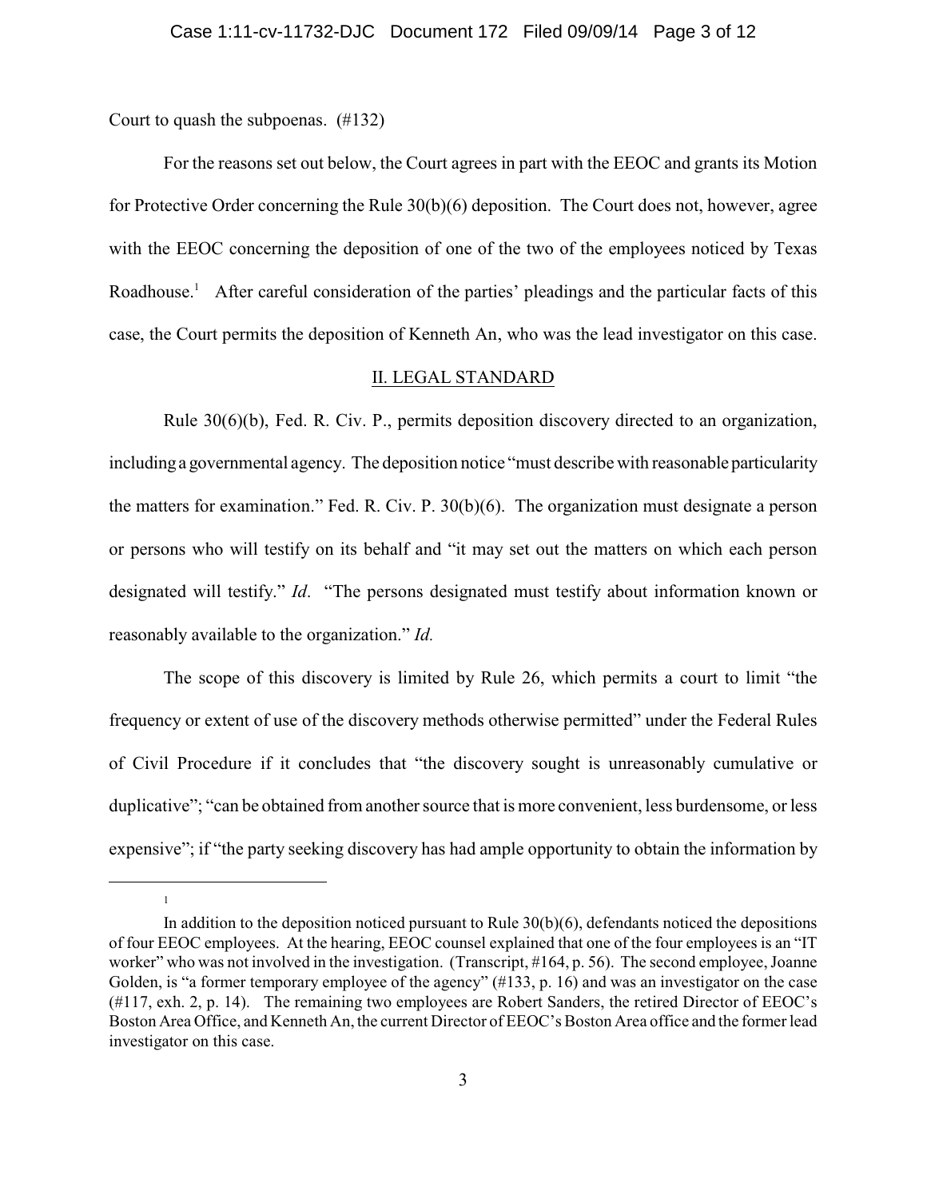Court to quash the subpoenas. (#132)

For the reasons set out below, the Court agrees in part with the EEOC and grants its Motion for Protective Order concerning the Rule 30(b)(6) deposition. The Court does not, however, agree with the EEOC concerning the deposition of one of the two of the employees noticed by Texas Roadhouse.[1] After careful consideration of the parties' pleadings and the particular facts of this case, the Court permits the deposition of Kenneth An, who was the lead investigator on this case.

## II. LEGAL STANDARD

Rule 30(6)(b), Fed. R. Civ. P., permits deposition discovery directed to an organization, including a governmental agency. The deposition notice "must describe with reasonable particularity the matters for examination." Fed. R. Civ. P. 30(b)(6). The organization must designate a person or persons who will testify on its behalf and "it may set out the matters on which each person designated will testify." *Id*. "The persons designated must testify about information known or reasonably available to the organization." *Id.*

The scope of this discovery is limited by Rule 26, which permits a court to limit "the frequency or extent of use of the discovery methods otherwise permitted" under the Federal Rules of Civil Procedure if it concludes that "the discovery sought is unreasonably cumulative or duplicative"; "can be obtained from another source that is more convenient, less burdensome, or less expensive"; if "the party seeking discovery has had ample opportunity to obtain the information by

---

[1] In addition to the deposition noticed pursuant to Rule 30(b)(6), defendants noticed the depositions of four EEOC employees. At the hearing, EEOC counsel explained that one of the four employees is an "IT worker" who was not involved in the investigation. (Transcript, #164, p. 56). The second employee, Joanne Golden, is "a former temporary employee of the agency" (#133, p. 16) and was an investigator on the case (#117, exh. 2, p. 14). The remaining two employees are Robert Sanders, the retired Director of EEOC's Boston Area Office, and Kenneth An, the current Director of EEOC's Boston Area office and the former lead investigator on this case.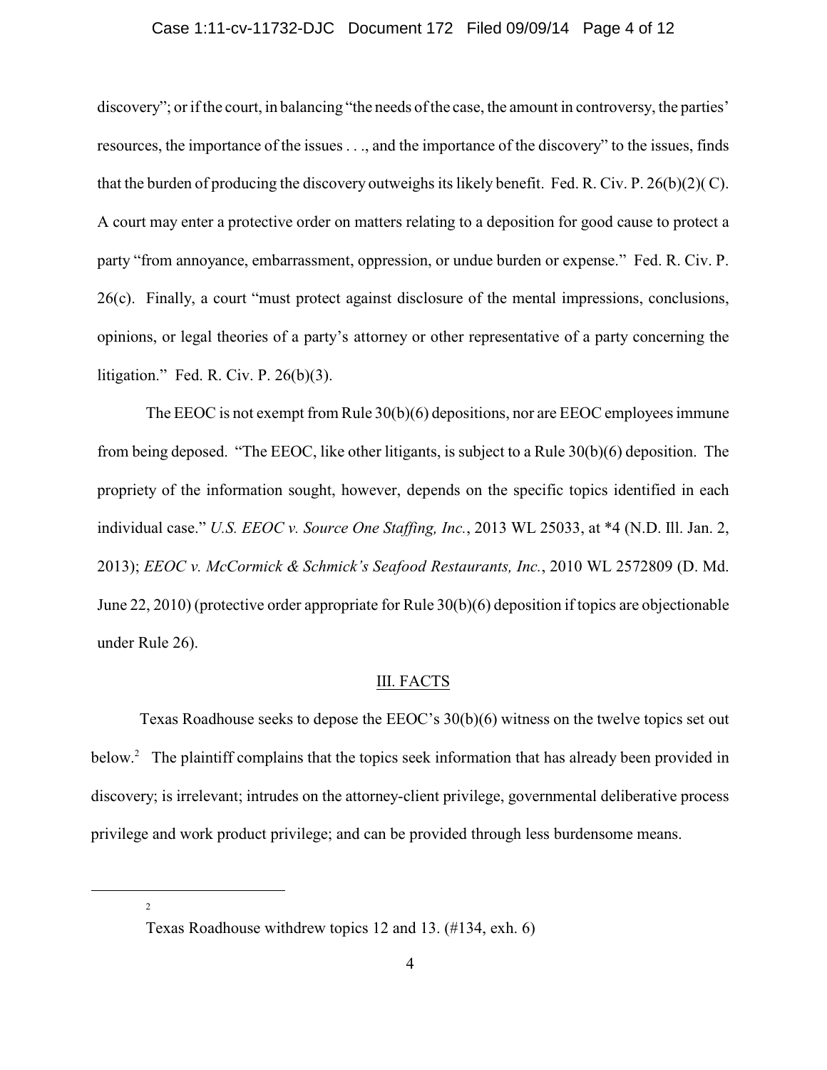discovery"; or if the court, in balancing "the needs of the case, the amount in controversy, the parties' resources, the importance of the issues . . ., and the importance of the discovery" to the issues, finds that the burden of producing the discovery outweighs its likely benefit. Fed. R. Civ. P. 26(b)(2)( C). A court may enter a protective order on matters relating to a deposition for good cause to protect a party "from annoyance, embarrassment, oppression, or undue burden or expense." Fed. R. Civ. P. 26(c). Finally, a court "must protect against disclosure of the mental impressions, conclusions, opinions, or legal theories of a party's attorney or other representative of a party concerning the litigation." Fed. R. Civ. P. 26(b)(3).

The EEOC is not exempt from Rule 30(b)(6) depositions, nor are EEOC employees immune from being deposed. "The EEOC, like other litigants, is subject to a Rule 30(b)(6) deposition. The propriety of the information sought, however, depends on the specific topics identified in each individual case." *U.S. EEOC v. Source One Staffing, Inc.*, 2013 WL 25033, at *4 (N.D. Ill. Jan. 2, 2013); *EEOC v. McCormick & Schmick's Seafood Restaurants, Inc.*, 2010 WL 2572809 (D. Md. June 22, 2010) (protective order appropriate for Rule 30(b)(6) deposition if topics are objectionable under Rule 26).

## III. FACTS

Texas Roadhouse seeks to depose the EEOC's 30(b)(6) witness on the twelve topics set out below.[2] The plaintiff complains that the topics seek information that has already been provided in discovery; is irrelevant; intrudes on the attorney-client privilege, governmental deliberative process privilege and work product privilege; and can be provided through less burdensome means.

---

[2] Texas Roadhouse withdrew topics 12 and 13. (#134, exh. 6)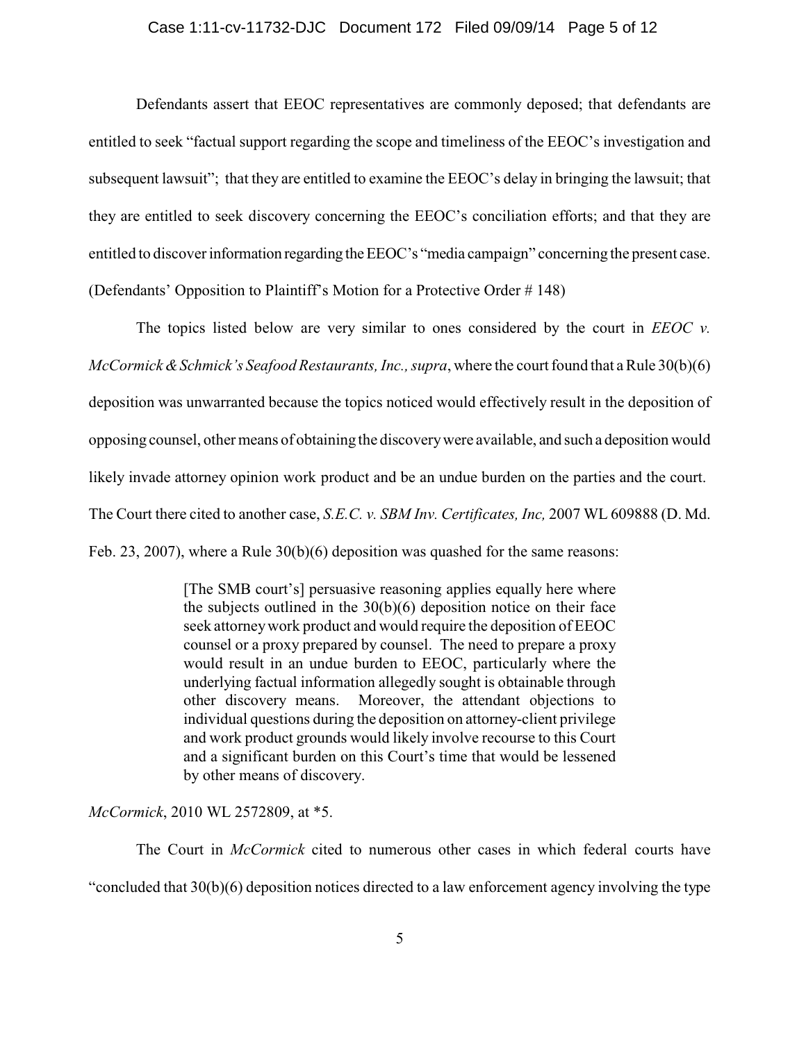Defendants assert that EEOC representatives are commonly deposed; that defendants are entitled to seek "factual support regarding the scope and timeliness of the EEOC's investigation and subsequent lawsuit"; that they are entitled to examine the EEOC's delay in bringing the lawsuit; that they are entitled to seek discovery concerning the EEOC's conciliation efforts; and that they are entitled to discover information regarding the EEOC's "media campaign" concerning the present case. (Defendants' Opposition to Plaintiff's Motion for a Protective Order # 148)

The topics listed below are very similar to ones considered by the court in *EEOC v. McCormick & Schmick's Seafood Restaurants, Inc., supra*, where the court found that a Rule 30(b)(6) deposition was unwarranted because the topics noticed would effectively result in the deposition of opposing counsel, other means of obtaining the discovery were available, and such a deposition would likely invade attorney opinion work product and be an undue burden on the parties and the court. The Court there cited to another case, *S.E.C. v. SBM Inv. Certificates, Inc,* 2007 WL 609888 (D. Md. Feb. 23, 2007), where a Rule 30(b)(6) deposition was quashed for the same reasons:

> [The SMB court's] persuasive reasoning applies equally here where the subjects outlined in the 30(b)(6) deposition notice on their face seek attorney work product and would require the deposition of EEOC counsel or a proxy prepared by counsel. The need to prepare a proxy would result in an undue burden to EEOC, particularly where the underlying factual information allegedly sought is obtainable through other discovery means. Moreover, the attendant objections to individual questions during the deposition on attorney-client privilege and work product grounds would likely involve recourse to this Court and a significant burden on this Court's time that would be lessened by other means of discovery.

*McCormick*, 2010 WL 2572809, at *5.

The Court in *McCormick* cited to numerous other cases in which federal courts have "concluded that 30(b)(6) deposition notices directed to a law enforcement agency involving the type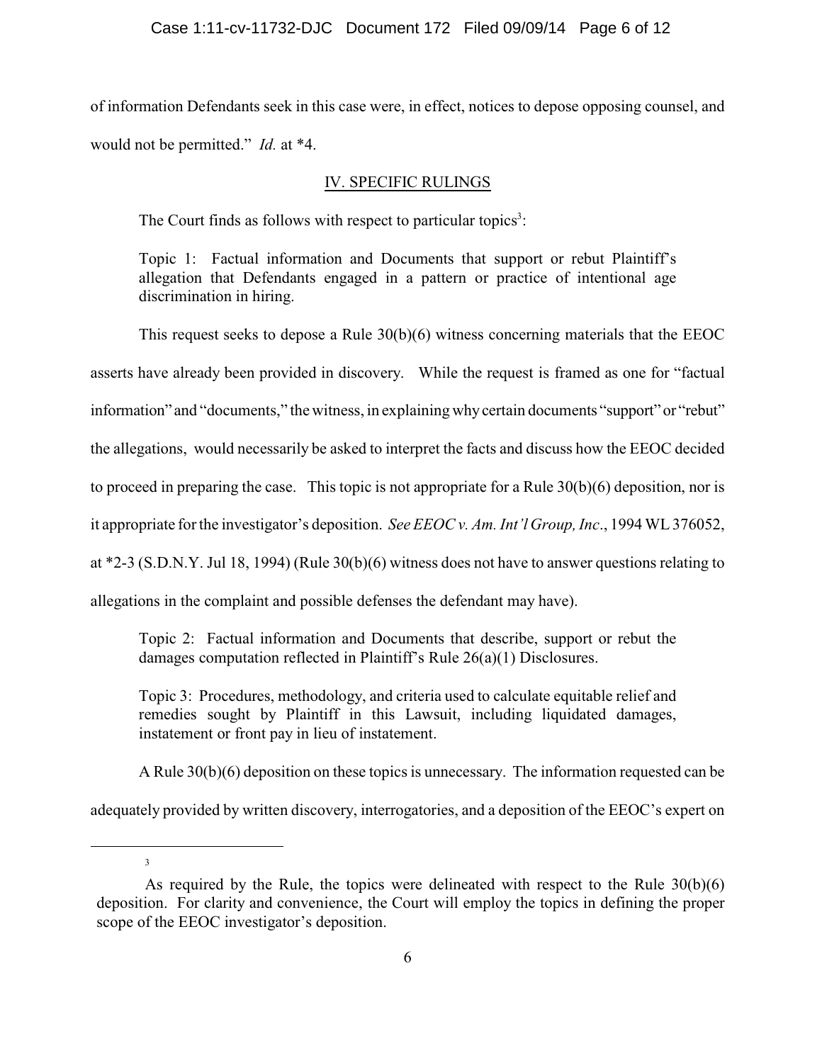of information Defendants seek in this case were, in effect, notices to depose opposing counsel, and would not be permitted." *Id.* at *4.

## IV. SPECIFIC RULINGS

The Court finds as follows with respect to particular topics[3]:

> Topic 1: Factual information and Documents that support or rebut Plaintiff's allegation that Defendants engaged in a pattern or practice of intentional age discrimination in hiring.

This request seeks to depose a Rule 30(b)(6) witness concerning materials that the EEOC asserts have already been provided in discovery. While the request is framed as one for "factual information" and "documents," the witness, in explaining why certain documents "support" or "rebut" the allegations, would necessarily be asked to interpret the facts and discuss how the EEOC decided to proceed in preparing the case. This topic is not appropriate for a Rule 30(b)(6) deposition, nor is it appropriate for the investigator's deposition. *See EEOC v. Am. Int'l Group, Inc*., 1994 WL 376052, at *2-3 (S.D.N.Y. Jul 18, 1994) (Rule 30(b)(6) witness does not have to answer questions relating to allegations in the complaint and possible defenses the defendant may have).

> Topic 2: Factual information and Documents that describe, support or rebut the damages computation reflected in Plaintiff's Rule 26(a)(1) Disclosures.
>
> Topic 3: Procedures, methodology, and criteria used to calculate equitable relief and remedies sought by Plaintiff in this Lawsuit, including liquidated damages, instatement or front pay in lieu of instatement.

A Rule 30(b)(6) deposition on these topics is unnecessary. The information requested can be adequately provided by written discovery, interrogatories, and a deposition of the EEOC's expert on

---

[3] As required by the Rule, the topics were delineated with respect to the Rule 30(b)(6) deposition. For clarity and convenience, the Court will employ the topics in defining the proper scope of the EEOC investigator's deposition.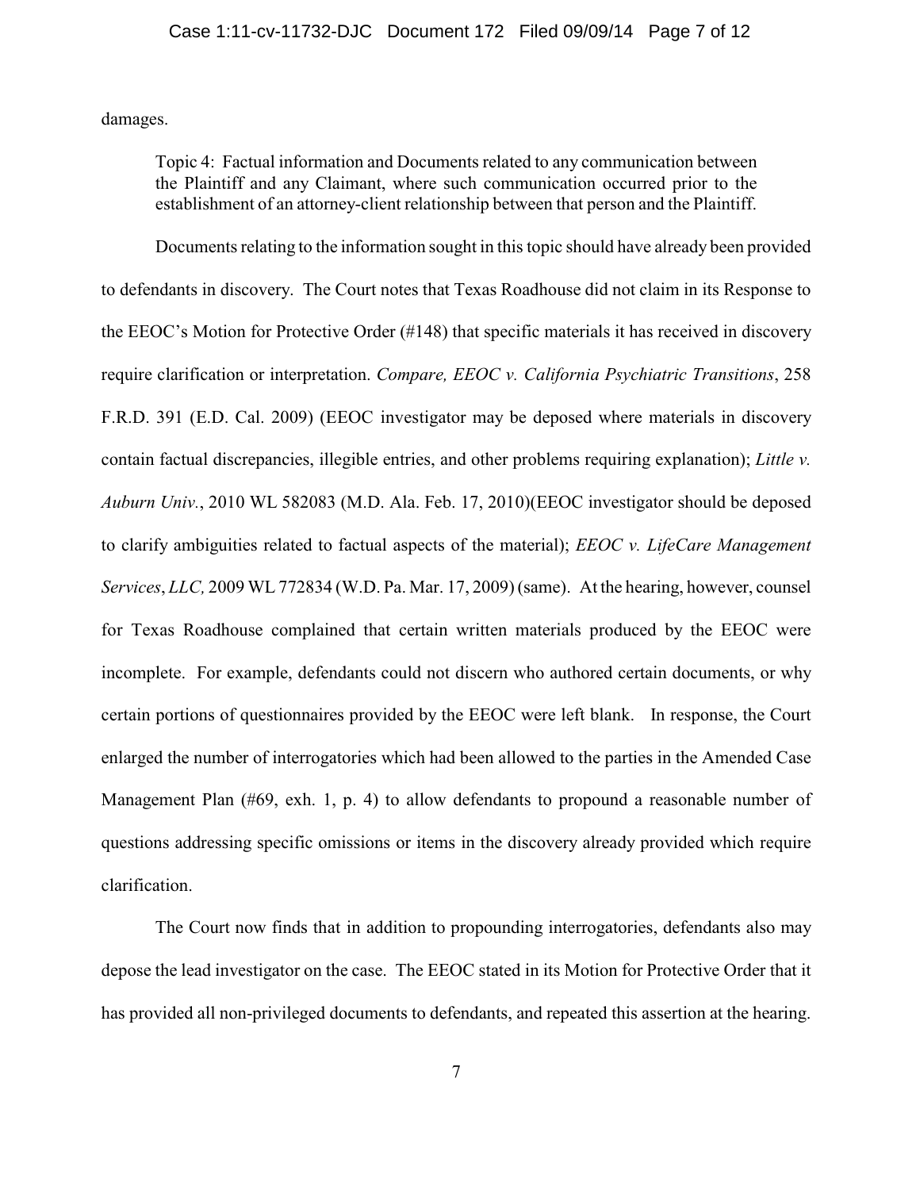damages.

> Topic 4: Factual information and Documents related to any communication between the Plaintiff and any Claimant, where such communication occurred prior to the establishment of an attorney-client relationship between that person and the Plaintiff.

Documents relating to the information sought in this topic should have already been provided to defendants in discovery. The Court notes that Texas Roadhouse did not claim in its Response to the EEOC's Motion for Protective Order (#148) that specific materials it has received in discovery require clarification or interpretation. *Compare, EEOC v. California Psychiatric Transitions*, 258 F.R.D. 391 (E.D. Cal. 2009) (EEOC investigator may be deposed where materials in discovery contain factual discrepancies, illegible entries, and other problems requiring explanation); *Little v. Auburn Univ.*, 2010 WL 582083 (M.D. Ala. Feb. 17, 2010)(EEOC investigator should be deposed to clarify ambiguities related to factual aspects of the material); *EEOC v. LifeCare Management Services*, *LLC,* 2009 WL 772834 (W.D. Pa. Mar. 17, 2009) (same). At the hearing, however, counsel for Texas Roadhouse complained that certain written materials produced by the EEOC were incomplete. For example, defendants could not discern who authored certain documents, or why certain portions of questionnaires provided by the EEOC were left blank. In response, the Court enlarged the number of interrogatories which had been allowed to the parties in the Amended Case Management Plan (#69, exh. 1, p. 4) to allow defendants to propound a reasonable number of questions addressing specific omissions or items in the discovery already provided which require clarification.

The Court now finds that in addition to propounding interrogatories, defendants also may depose the lead investigator on the case. The EEOC stated in its Motion for Protective Order that it has provided all non-privileged documents to defendants, and repeated this assertion at the hearing.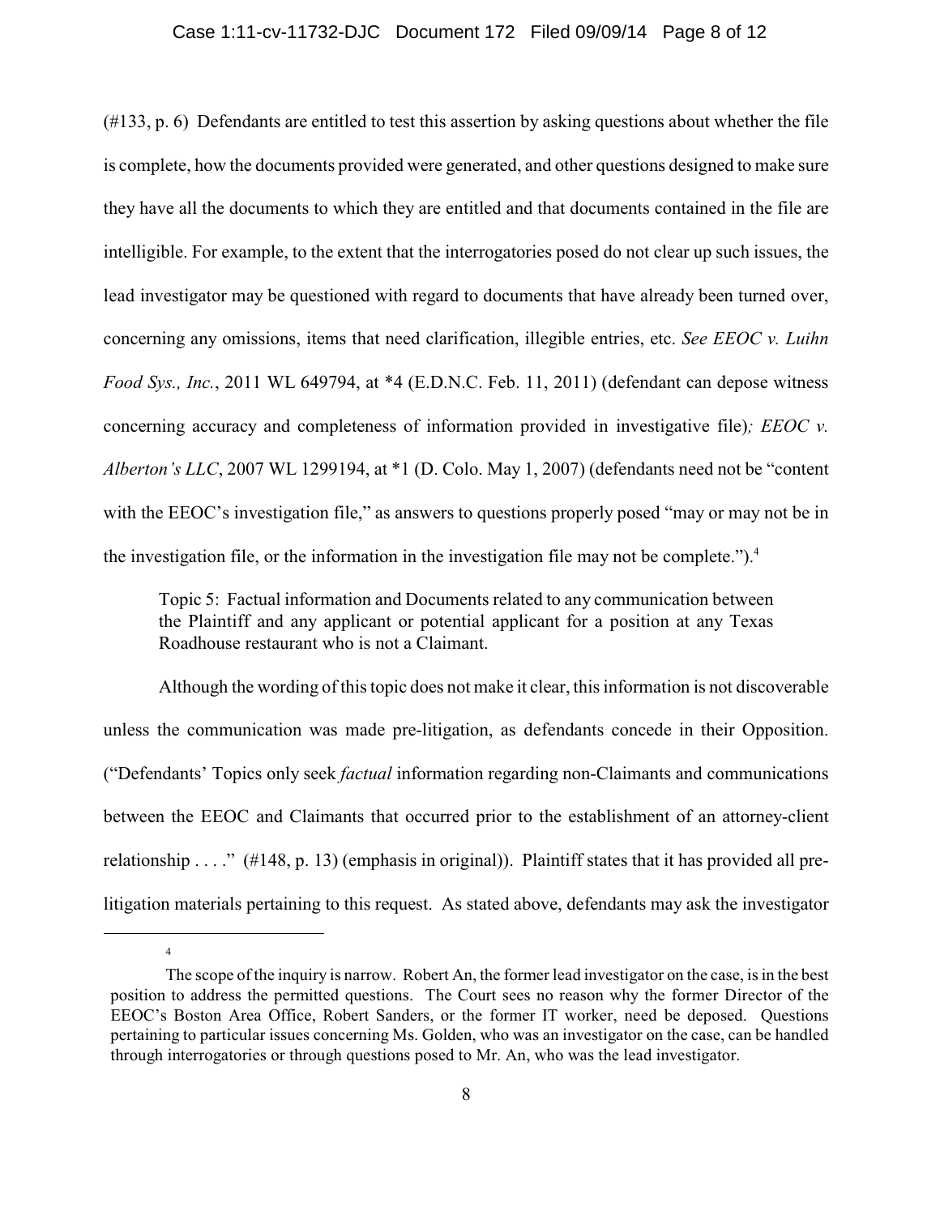(#133, p. 6) Defendants are entitled to test this assertion by asking questions about whether the file is complete, how the documents provided were generated, and other questions designed to make sure they have all the documents to which they are entitled and that documents contained in the file are intelligible. For example, to the extent that the interrogatories posed do not clear up such issues, the lead investigator may be questioned with regard to documents that have already been turned over, concerning any omissions, items that need clarification, illegible entries, etc. *See EEOC v. Luihn Food Sys., Inc.*, 2011 WL 649794, at *4 (E.D.N.C. Feb. 11, 2011) (defendant can depose witness concerning accuracy and completeness of information provided in investigative file); *EEOC v. Alberton's LLC*, 2007 WL 1299194, at *1 (D. Colo. May 1, 2007) (defendants need not be "content with the EEOC's investigation file," as answers to questions properly posed "may or may not be in the investigation file, or the information in the investigation file may not be complete.").[4]

> Topic 5: Factual information and Documents related to any communication between the Plaintiff and any applicant or potential applicant for a position at any Texas Roadhouse restaurant who is not a Claimant.

Although the wording of this topic does not make it clear, this information is not discoverable unless the communication was made pre-litigation, as defendants concede in their Opposition. ("Defendants' Topics only seek *factual* information regarding non-Claimants and communications between the EEOC and Claimants that occurred prior to the establishment of an attorney-client relationship . . . ." (#148, p. 13) (emphasis in original)). Plaintiff states that it has provided all pre-litigation materials pertaining to this request. As stated above, defendants may ask the investigator

---

[4] The scope of the inquiry is narrow. Robert An, the former lead investigator on the case, is in the best position to address the permitted questions. The Court sees no reason why the former Director of the EEOC's Boston Area Office, Robert Sanders, or the former IT worker, need be deposed. Questions pertaining to particular issues concerning Ms. Golden, who was an investigator on the case, can be handled through interrogatories or through questions posed to Mr. An, who was the lead investigator.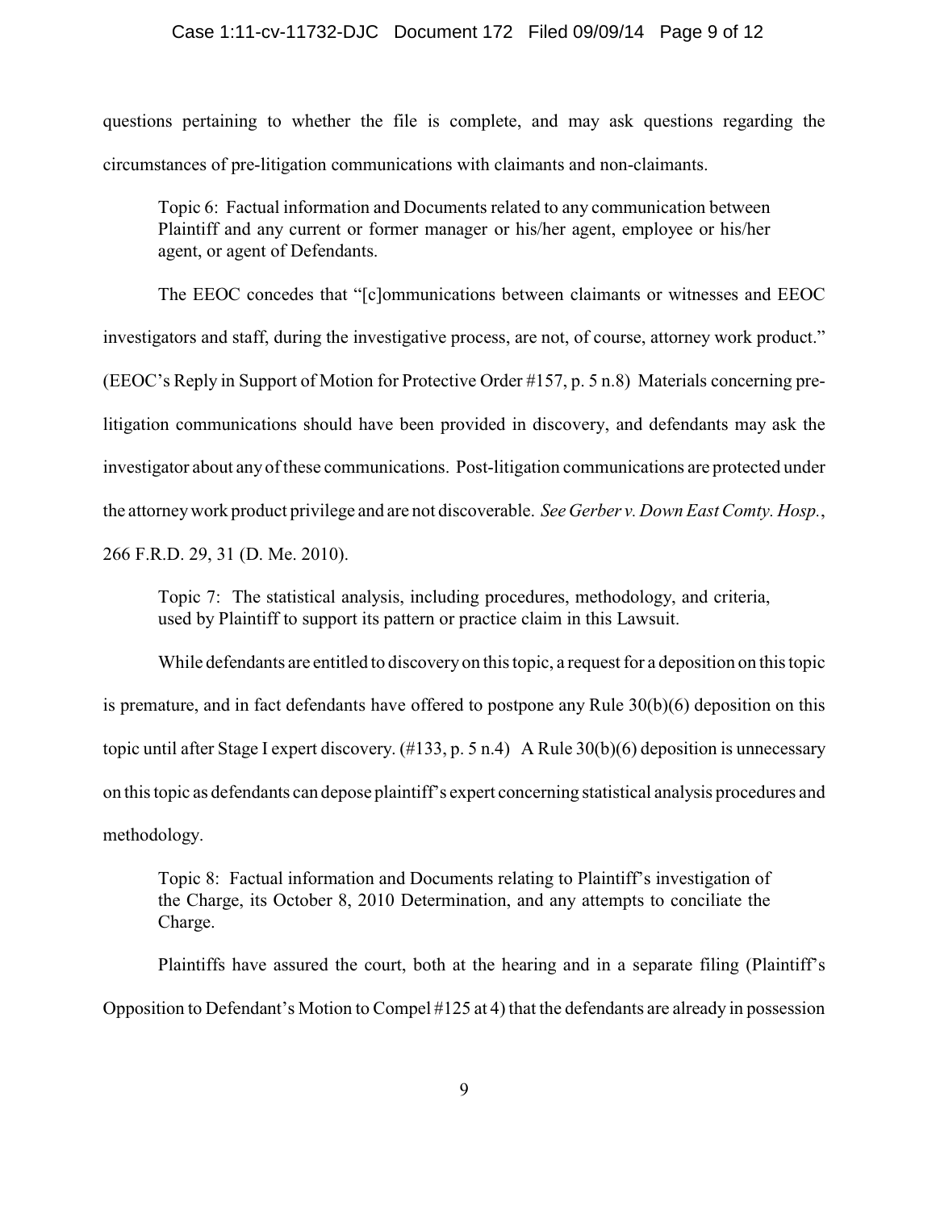questions pertaining to whether the file is complete, and may ask questions regarding the circumstances of pre-litigation communications with claimants and non-claimants.

> Topic 6: Factual information and Documents related to any communication between Plaintiff and any current or former manager or his/her agent, employee or his/her agent, or agent of Defendants.

The EEOC concedes that "[c]ommunications between claimants or witnesses and EEOC investigators and staff, during the investigative process, are not, of course, attorney work product." (EEOC's Reply in Support of Motion for Protective Order #157, p. 5 n.8) Materials concerning pre-litigation communications should have been provided in discovery, and defendants may ask the investigator about any of these communications. Post-litigation communications are protected under the attorney work product privilege and are not discoverable. *See Gerber v. Down East Comty. Hosp.*, 266 F.R.D. 29, 31 (D. Me. 2010).

> Topic 7: The statistical analysis, including procedures, methodology, and criteria, used by Plaintiff to support its pattern or practice claim in this Lawsuit.

While defendants are entitled to discovery on this topic, a request for a deposition on this topic is premature, and in fact defendants have offered to postpone any Rule 30(b)(6) deposition on this topic until after Stage I expert discovery. (#133, p. 5 n.4) A Rule 30(b)(6) deposition is unnecessary on this topic as defendants can depose plaintiff's expert concerning statistical analysis procedures and methodology.

> Topic 8: Factual information and Documents relating to Plaintiff's investigation of the Charge, its October 8, 2010 Determination, and any attempts to conciliate the Charge.

Plaintiffs have assured the court, both at the hearing and in a separate filing (Plaintiff's Opposition to Defendant's Motion to Compel #125 at 4) that the defendants are already in possession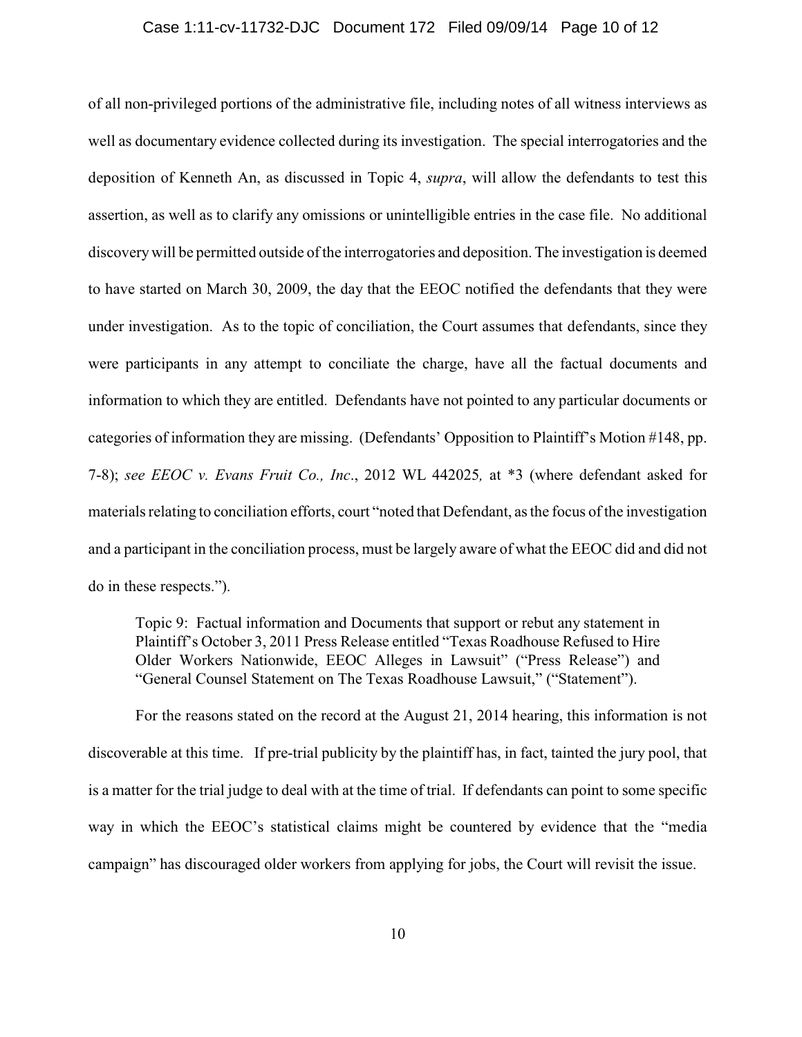of all non-privileged portions of the administrative file, including notes of all witness interviews as well as documentary evidence collected during its investigation. The special interrogatories and the deposition of Kenneth An, as discussed in Topic 4, *supra*, will allow the defendants to test this assertion, as well as to clarify any omissions or unintelligible entries in the case file. No additional discovery will be permitted outside of the interrogatories and deposition. The investigation is deemed to have started on March 30, 2009, the day that the EEOC notified the defendants that they were under investigation. As to the topic of conciliation, the Court assumes that defendants, since they were participants in any attempt to conciliate the charge, have all the factual documents and information to which they are entitled. Defendants have not pointed to any particular documents or categories of information they are missing. (Defendants' Opposition to Plaintiff's Motion #148, pp. 7-8); *see EEOC v. Evans Fruit Co., Inc.*, 2012 WL 442025, at *3 (where defendant asked for materials relating to conciliation efforts, court "noted that Defendant, as the focus of the investigation and a participant in the conciliation process, must be largely aware of what the EEOC did and did not do in these respects.").

> Topic 9: Factual information and Documents that support or rebut any statement in Plaintiff's October 3, 2011 Press Release entitled "Texas Roadhouse Refused to Hire Older Workers Nationwide, EEOC Alleges in Lawsuit" ("Press Release") and "General Counsel Statement on The Texas Roadhouse Lawsuit," ("Statement").

For the reasons stated on the record at the August 21, 2014 hearing, this information is not discoverable at this time. If pre-trial publicity by the plaintiff has, in fact, tainted the jury pool, that is a matter for the trial judge to deal with at the time of trial. If defendants can point to some specific way in which the EEOC's statistical claims might be countered by evidence that the "media campaign" has discouraged older workers from applying for jobs, the Court will revisit the issue.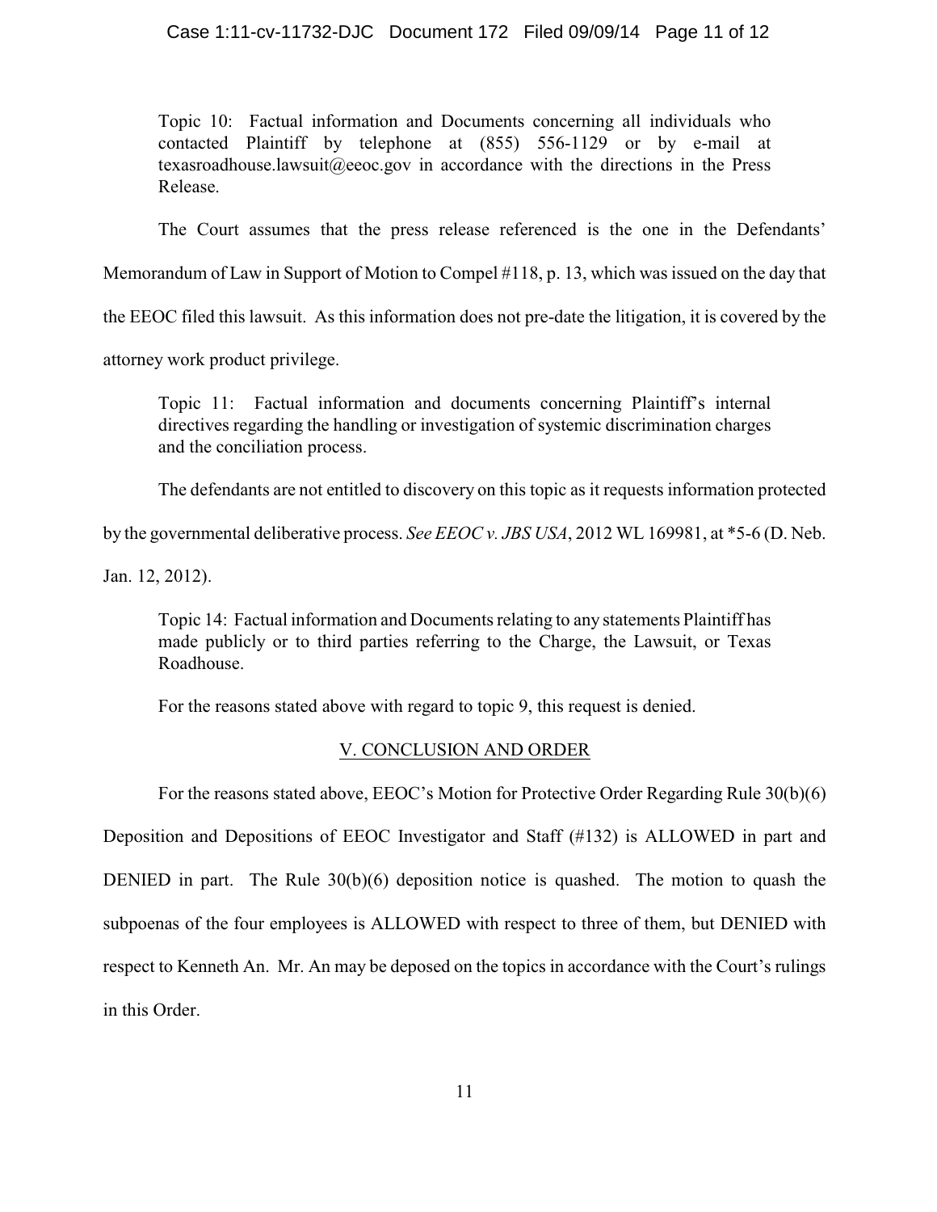> Topic 10: Factual information and Documents concerning all individuals who contacted Plaintiff by telephone at (855) 556-1129 or by e-mail at texasroadhouse.lawsuit@eeoc.gov in accordance with the directions in the Press Release.

The Court assumes that the press release referenced is the one in the Defendants' Memorandum of Law in Support of Motion to Compel #118, p. 13, which was issued on the day that the EEOC filed this lawsuit. As this information does not pre-date the litigation, it is covered by the attorney work product privilege.

> Topic 11: Factual information and documents concerning Plaintiff's internal directives regarding the handling or investigation of systemic discrimination charges and the conciliation process.

The defendants are not entitled to discovery on this topic as it requests information protected by the governmental deliberative process. *See EEOC v. JBS USA*, 2012 WL 169981, at *5-6 (D. Neb. Jan. 12, 2012).

> Topic 14: Factual information and Documents relating to any statements Plaintiff has made publicly or to third parties referring to the Charge, the Lawsuit, or Texas Roadhouse.

For the reasons stated above with regard to topic 9, this request is denied.

## V. CONCLUSION AND ORDER

For the reasons stated above, EEOC's Motion for Protective Order Regarding Rule 30(b)(6) Deposition and Depositions of EEOC Investigator and Staff (#132) is ALLOWED in part and DENIED in part. The Rule 30(b)(6) deposition notice is quashed. The motion to quash the subpoenas of the four employees is ALLOWED with respect to three of them, but DENIED with respect to Kenneth An. Mr. An may be deposed on the topics in accordance with the Court's rulings in this Order.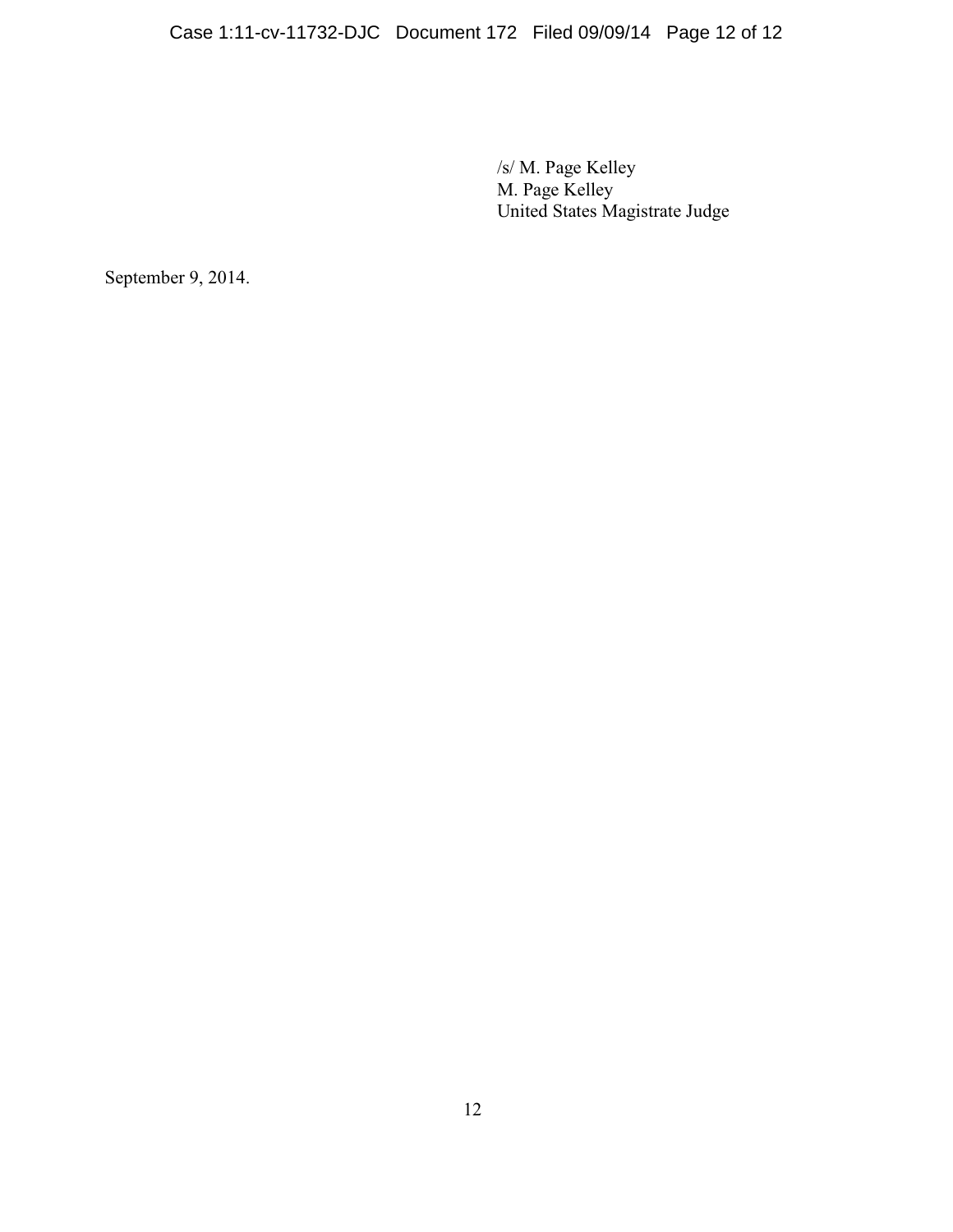/s/ M. Page Kelley
M. Page Kelley
United States Magistrate Judge

September 9, 2014.